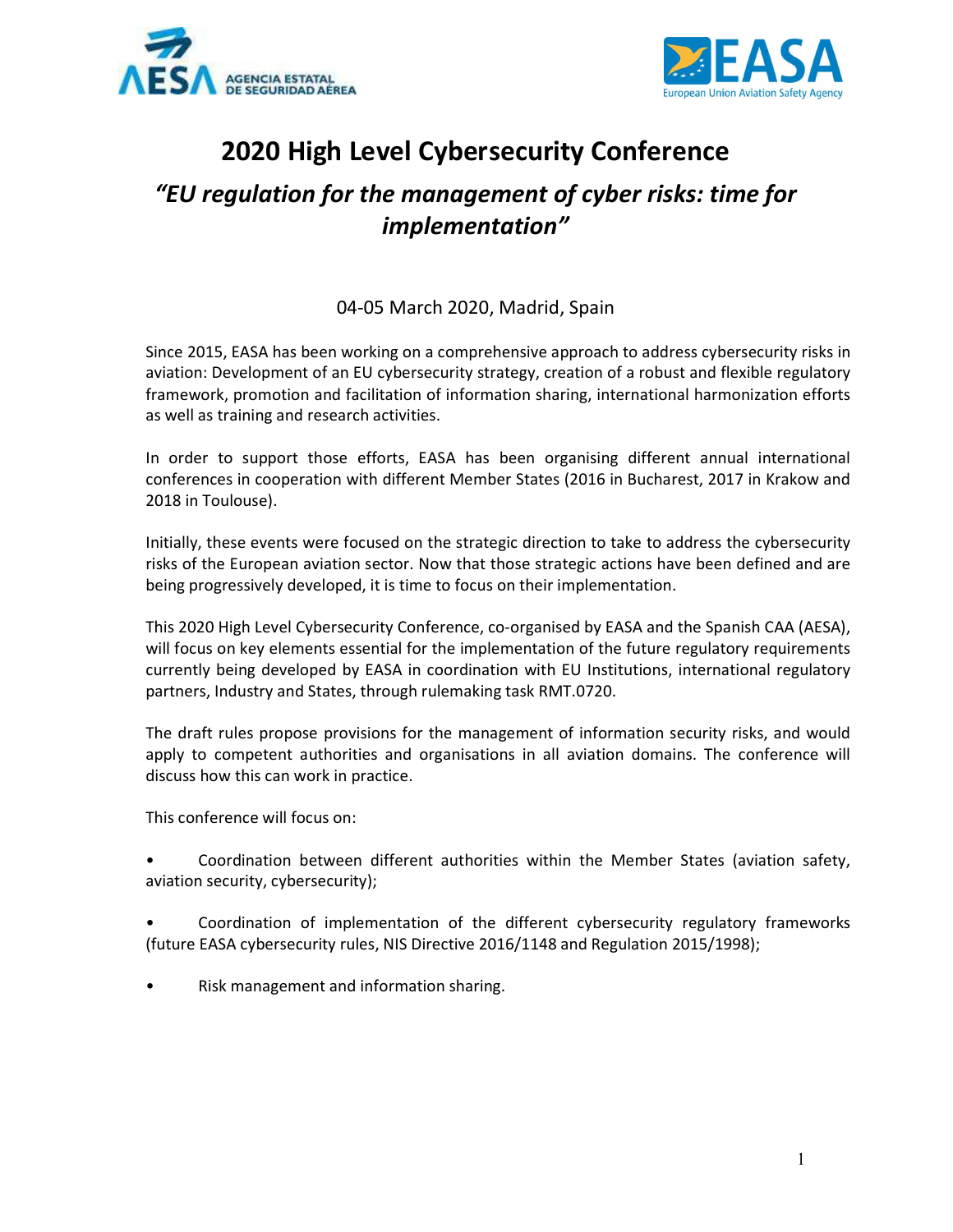# 2020 High Level Cybersecurity Conference

## *"EU regulation for the management of cyber risks: time for implementation"*

04-05 March 2020, Madrid, Spain

Since 2015, EASA has been working on a comprehensive approach to address cybersecurity risks in aviation: Development of an EU cybersecurity strategy, creation of a robust and flexible regulatory framework, promotion and facilitation of information sharing, international harmonization efforts as well as training and research activities.

In order to support those efforts, EASA has been organising different annual international conferences in cooperation with different Member States (2016 in Bucharest, 2017 in Krakow and 2018 in Toulouse).

Initially, these events were focused on the strategic direction to take to address the cybersecurity risks of the European aviation sector. Now that those strategic actions have been defined and are being progressively developed, it is time to focus on their implementation.

This 2020 High Level Cybersecurity Conference, co-organised by EASA and the Spanish CAA (AESA), will focus on key elements essential for the implementation of the future regulatory requirements currently being developed by EASA in coordination with EU Institutions, international regulatory partners, Industry and States, through rulemaking task RMT.0720.

The draft rules propose provisions for the management of information security risks, and would apply to competent authorities and organisations in all aviation domains. The conference will discuss how this can work in practice.

This conference will focus on:

- Coordination between different authorities within the Member States (aviation safety, aviation security, cybersecurity);
- Coordination of implementation of the different cybersecurity regulatory frameworks (future EASA cybersecurity rules, NIS Directive 2016/1148 and Regulation 2015/1998);
- Risk management and information sharing.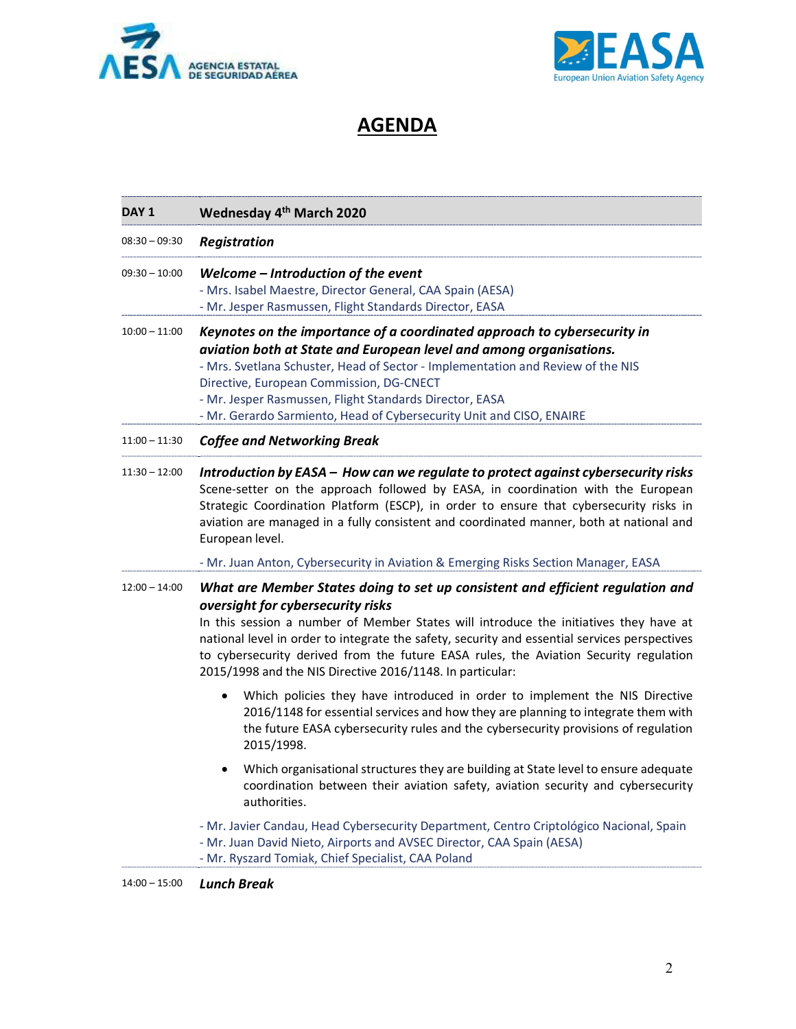# AGENDA

| DAY 1 | Wednesday 4th March 2020 |
|---|---|
| 08:30 – 09:30 | ***Registration*** |
| 09:30 – 10:00 | ***Welcome – Introduction of the event***<br>- Mrs. Isabel Maestre, Director General, CAA Spain (AESA)<br>- Mr. Jesper Rasmussen, Flight Standards Director, EASA |
| 10:00 – 11:00 | ***Keynotes on the importance of a coordinated approach to cybersecurity in aviation both at State and European level and among organisations.***<br>- Mrs. Svetlana Schuster, Head of Sector - Implementation and Review of the NIS Directive, European Commission, DG-CNECT<br>- Mr. Jesper Rasmussen, Flight Standards Director, EASA<br>- Mr. Gerardo Sarmiento, Head of Cybersecurity Unit and CISO, ENAIRE |
| 11:00 – 11:30 | ***Coffee and Networking Break*** |
| 11:30 – 12:00 | ***Introduction by EASA – How can we regulate to protect against cybersecurity risks***<br>Scene-setter on the approach followed by EASA, in coordination with the European Strategic Coordination Platform (ESCP), in order to ensure that cybersecurity risks in aviation are managed in a fully consistent and coordinated manner, both at national and European level.<br>- Mr. Juan Anton, Cybersecurity in Aviation & Emerging Risks Section Manager, EASA |
| 12:00 – 14:00 | ***What are Member States doing to set up consistent and efficient regulation and oversight for cybersecurity risks***<br>In this session a number of Member States will introduce the initiatives they have at national level in order to integrate the safety, security and essential services perspectives to cybersecurity derived from the future EASA rules, the Aviation Security regulation 2015/1998 and the NIS Directive 2016/1148. In particular:<br>• Which policies they have introduced in order to implement the NIS Directive 2016/1148 for essential services and how they are planning to integrate them with the future EASA cybersecurity rules and the cybersecurity provisions of regulation 2015/1998.<br>• Which organisational structures they are building at State level to ensure adequate coordination between their aviation safety, aviation security and cybersecurity authorities.<br>- Mr. Javier Candau, Head Cybersecurity Department, Centro Criptológico Nacional, Spain<br>- Mr. Juan David Nieto, Airports and AVSEC Director, CAA Spain (AESA)<br>- Mr. Ryszard Tomiak, Chief Specialist, CAA Poland |
| 14:00 – 15:00 | ***Lunch Break*** |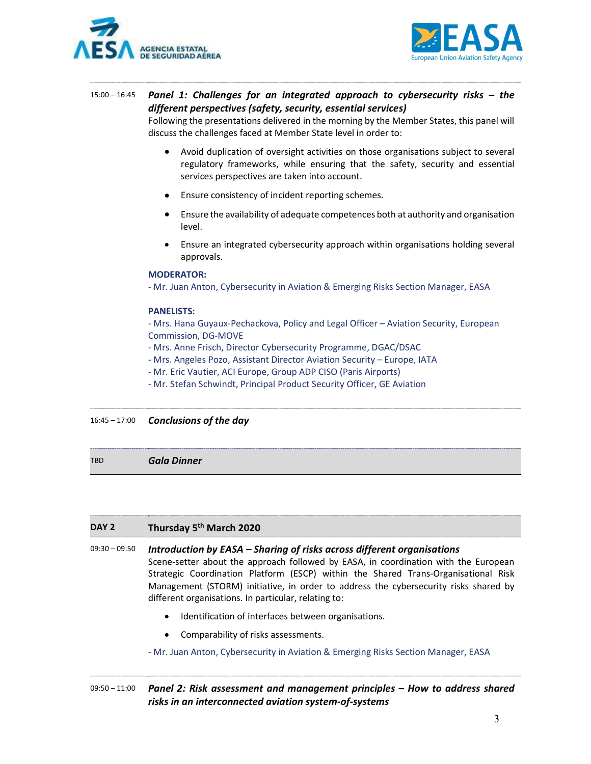15:00 – 16:45 ***Panel 1: Challenges for an integrated approach to cybersecurity risks – the different perspectives (safety, security, essential services)***

Following the presentations delivered in the morning by the Member States, this panel will discuss the challenges faced at Member State level in order to:

- Avoid duplication of oversight activities on those organisations subject to several regulatory frameworks, while ensuring that the safety, security and essential services perspectives are taken into account.
- Ensure consistency of incident reporting schemes.
- Ensure the availability of adequate competences both at authority and organisation level.
- Ensure an integrated cybersecurity approach within organisations holding several approvals.

**MODERATOR:**

- Mr. Juan Anton, Cybersecurity in Aviation & Emerging Risks Section Manager, EASA

**PANELISTS:**

- Mrs. Hana Guyaux-Pechackova, Policy and Legal Officer – Aviation Security, European Commission, DG-MOVE
- Mrs. Anne Frisch, Director Cybersecurity Programme, DGAC/DSAC
- Mrs. Angeles Pozo, Assistant Director Aviation Security – Europe, IATA
- Mr. Eric Vautier, ACI Europe, Group ADP CISO (Paris Airports)
- Mr. Stefan Schwindt, Principal Product Security Officer, GE Aviation

16:45 – 17:00 ***Conclusions of the day***

TBD ***Gala Dinner***

## DAY 2 Thursday 5th March 2020

09:30 – 09:50 ***Introduction by EASA – Sharing of risks across different organisations***

Scene-setter about the approach followed by EASA, in coordination with the European Strategic Coordination Platform (ESCP) within the Shared Trans-Organisational Risk Management (STORM) initiative, in order to address the cybersecurity risks shared by different organisations. In particular, relating to:

- Identification of interfaces between organisations.
- Comparability of risks assessments.

- Mr. Juan Anton, Cybersecurity in Aviation & Emerging Risks Section Manager, EASA

09:50 – 11:00 ***Panel 2: Risk assessment and management principles – How to address shared risks in an interconnected aviation system-of-systems***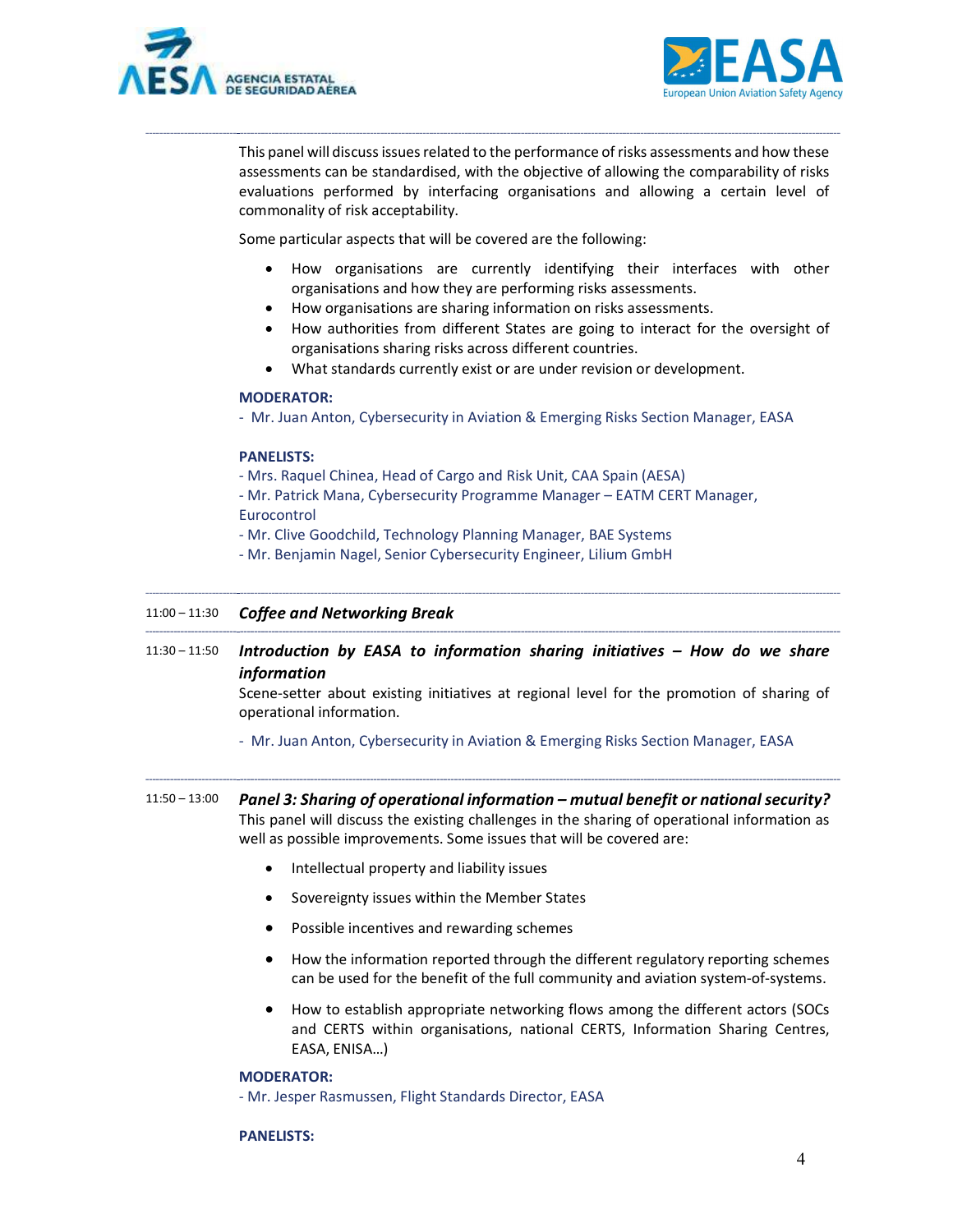This panel will discuss issues related to the performance of risks assessments and how these assessments can be standardised, with the objective of allowing the comparability of risks evaluations performed by interfacing organisations and allowing a certain level of commonality of risk acceptability.

Some particular aspects that will be covered are the following:

- How organisations are currently identifying their interfaces with other organisations and how they are performing risks assessments.
- How organisations are sharing information on risks assessments.
- How authorities from different States are going to interact for the oversight of organisations sharing risks across different countries.
- What standards currently exist or are under revision or development.

**MODERATOR:**

- Mr. Juan Anton, Cybersecurity in Aviation & Emerging Risks Section Manager, EASA

**PANELISTS:**

- Mrs. Raquel Chinea, Head of Cargo and Risk Unit, CAA Spain (AESA)
- Mr. Patrick Mana, Cybersecurity Programme Manager – EATM CERT Manager, Eurocontrol
- Mr. Clive Goodchild, Technology Planning Manager, BAE Systems
- Mr. Benjamin Nagel, Senior Cybersecurity Engineer, Lilium GmbH

---

11:00 – 11:30 ***Coffee and Networking Break***

---

11:30 – 11:50 ***Introduction by EASA to information sharing initiatives – How do we share information***

Scene-setter about existing initiatives at regional level for the promotion of sharing of operational information.

- Mr. Juan Anton, Cybersecurity in Aviation & Emerging Risks Section Manager, EASA

---

11:50 – 13:00 ***Panel 3: Sharing of operational information – mutual benefit or national security?***

This panel will discuss the existing challenges in the sharing of operational information as well as possible improvements. Some issues that will be covered are:

- Intellectual property and liability issues
- Sovereignty issues within the Member States
- Possible incentives and rewarding schemes
- How the information reported through the different regulatory reporting schemes can be used for the benefit of the full community and aviation system-of-systems.
- How to establish appropriate networking flows among the different actors (SOCs and CERTS within organisations, national CERTS, Information Sharing Centres, EASA, ENISA…)

**MODERATOR:**

- Mr. Jesper Rasmussen, Flight Standards Director, EASA

**PANELISTS:**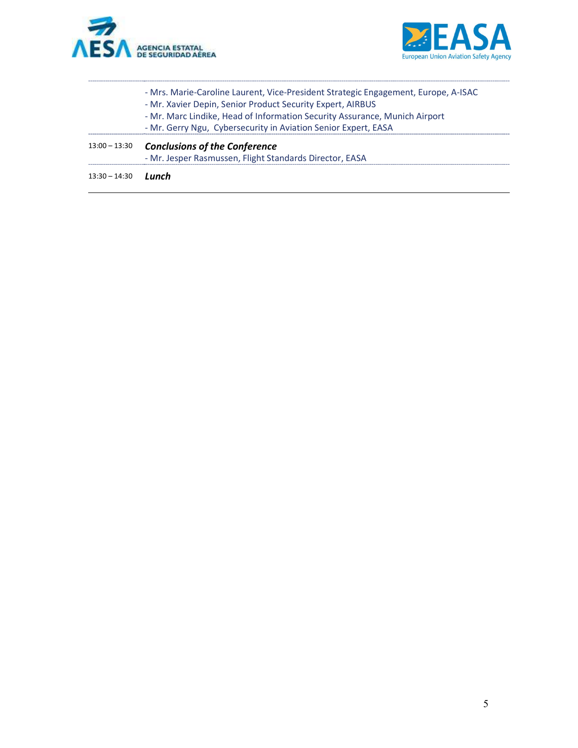| | |
| --- | --- |
| | - Mrs. Marie-Caroline Laurent, Vice-President Strategic Engagement, Europe, A-ISAC<br>- Mr. Xavier Depin, Senior Product Security Expert, AIRBUS<br>- Mr. Marc Lindike, Head of Information Security Assurance, Munich Airport<br>- Mr. Gerry Ngu, Cybersecurity in Aviation Senior Expert, EASA |
| 13:00 – 13:30 | ***Conclusions of the Conference***<br>- Mr. Jesper Rasmussen, Flight Standards Director, EASA |
| 13:30 – 14:30 | ***Lunch*** |